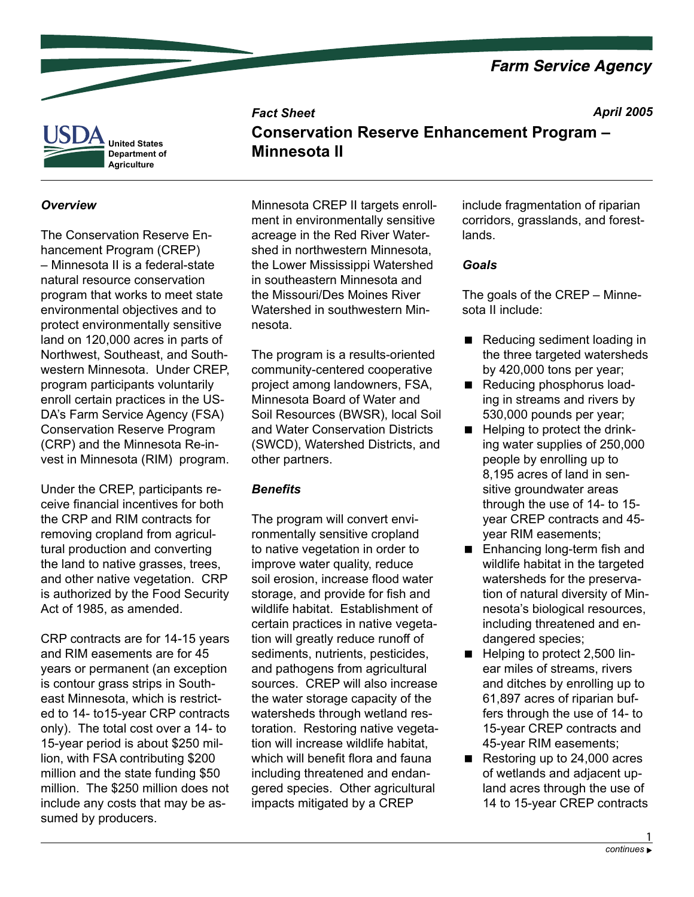Farm Service Agency

USDA United States Department of Agriculture

*Fact Sheet* *April 2005*

# Conservation Reserve Enhancement Program – Minnesota II

### *Overview*

The Conservation Reserve Enhancement Program (CREP) – Minnesota II is a federal-state natural resource conservation program that works to meet state environmental objectives and to protect environmentally sensitive land on 120,000 acres in parts of Northwest, Southeast, and Southwestern Minnesota. Under CREP, program participants voluntarily enroll certain practices in the USDA's Farm Service Agency (FSA) Conservation Reserve Program (CRP) and the Minnesota Re-invest in Minnesota (RIM) program.

Under the CREP, participants receive financial incentives for both the CRP and RIM contracts for removing cropland from agricultural production and converting the land to native grasses, trees, and other native vegetation. CRP is authorized by the Food Security Act of 1985, as amended.

CRP contracts are for 14-15 years and RIM easements are for 45 years or permanent (an exception is contour grass strips in Southeast Minnesota, which is restricted to 14- to15-year CRP contracts only). The total cost over a 14- to 15-year period is about $250 million, with FSA contributing $200 million and the state funding $50 million. The $250 million does not include any costs that may be assumed by producers.

Minnesota CREP II targets enrollment in environmentally sensitive acreage in the Red River Watershed in northwestern Minnesota, the Lower Mississippi Watershed in southeastern Minnesota and the Missouri/Des Moines River Watershed in southwestern Minnesota.

The program is a results-oriented community-centered cooperative project among landowners, FSA, Minnesota Board of Water and Soil Resources (BWSR), local Soil and Water Conservation Districts (SWCD), Watershed Districts, and other partners.

### *Benefits*

The program will convert environmentally sensitive cropland to native vegetation in order to improve water quality, reduce soil erosion, increase flood water storage, and provide for fish and wildlife habitat. Establishment of certain practices in native vegetation will greatly reduce runoff of sediments, nutrients, pesticides, and pathogens from agricultural sources. CREP will also increase the water storage capacity of the watersheds through wetland restoration. Restoring native vegetation will increase wildlife habitat, which will benefit flora and fauna including threatened and endangered species. Other agricultural impacts mitigated by a CREP include fragmentation of riparian corridors, grasslands, and forestlands.

### *Goals*

The goals of the CREP – Minnesota II include:

- Reducing sediment loading in the three targeted watersheds by 420,000 tons per year;
- Reducing phosphorus loading in streams and rivers by 530,000 pounds per year;
- Helping to protect the drinking water supplies of 250,000 people by enrolling up to 8,195 acres of land in sensitive groundwater areas through the use of 14- to 15-year CREP contracts and 45-year RIM easements;
- Enhancing long-term fish and wildlife habitat in the targeted watersheds for the preservation of natural diversity of Minnesota's biological resources, including threatened and endangered species;
- Helping to protect 2,500 linear miles of streams, rivers and ditches by enrolling up to 61,897 acres of riparian buffers through the use of 14- to 15-year CREP contracts and 45-year RIM easements;
- Restoring up to 24,000 acres of wetlands and adjacent upland acres through the use of 14 to 15-year CREP contracts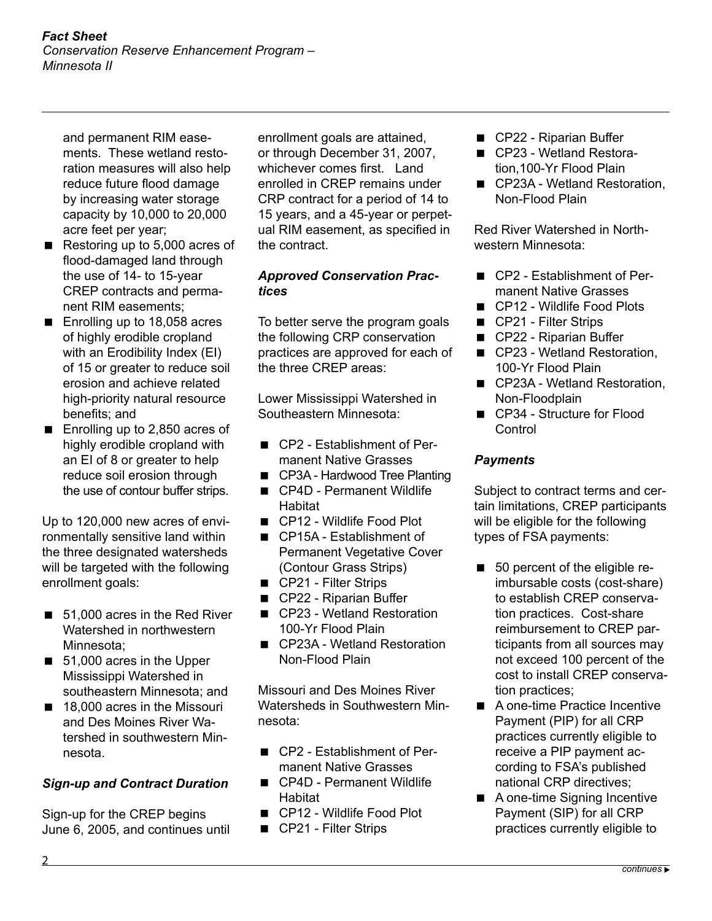and permanent RIM easements. These wetland restoration measures will also help reduce future flood damage by increasing water storage capacity by 10,000 to 20,000 acre feet per year;

- Restoring up to 5,000 acres of flood-damaged land through the use of 14- to 15-year CREP contracts and permanent RIM easements;
- Enrolling up to 18,058 acres of highly erodible cropland with an Erodibility Index (EI) of 15 or greater to reduce soil erosion and achieve related high-priority natural resource benefits; and
- Enrolling up to 2,850 acres of highly erodible cropland with an EI of 8 or greater to help reduce soil erosion through the use of contour buffer strips.

Up to 120,000 new acres of environmentally sensitive land within the three designated watersheds will be targeted with the following enrollment goals:

- 51,000 acres in the Red River Watershed in northwestern Minnesota;
- 51,000 acres in the Upper Mississippi Watershed in southeastern Minnesota; and
- 18,000 acres in the Missouri and Des Moines River Watershed in southwestern Minnesota.

### *Sign-up and Contract Duration*

Sign-up for the CREP begins June 6, 2005, and continues until enrollment goals are attained, or through December 31, 2007, whichever comes first. Land enrolled in CREP remains under CRP contract for a period of 14 to 15 years, and a 45-year or perpetual RIM easement, as specified in the contract.

### *Approved Conservation Practices*

To better serve the program goals the following CRP conservation practices are approved for each of the three CREP areas:

Lower Mississippi Watershed in Southeastern Minnesota:

- CP2 - Establishment of Permanent Native Grasses
- CP3A - Hardwood Tree Planting
- CP4D - Permanent Wildlife Habitat
- CP12 - Wildlife Food Plot
- CP15A - Establishment of Permanent Vegetative Cover (Contour Grass Strips)
- CP21 - Filter Strips
- CP22 - Riparian Buffer
- CP23 - Wetland Restoration 100-Yr Flood Plain
- CP23A - Wetland Restoration Non-Flood Plain

Missouri and Des Moines River Watersheds in Southwestern Minnesota:

- CP2 - Establishment of Permanent Native Grasses
- CP4D - Permanent Wildlife Habitat
- CP12 - Wildlife Food Plot
- CP21 - Filter Strips
- CP22 - Riparian Buffer
- CP23 - Wetland Restoration,100-Yr Flood Plain
- CP23A - Wetland Restoration, Non-Flood Plain

Red River Watershed in Northwestern Minnesota:

- CP2 - Establishment of Permanent Native Grasses
- CP12 - Wildlife Food Plots
- CP21 - Filter Strips
- CP22 - Riparian Buffer
- CP23 - Wetland Restoration, 100-Yr Flood Plain
- CP23A - Wetland Restoration, Non-Floodplain
- CP34 - Structure for Flood Control

### *Payments*

Subject to contract terms and certain limitations, CREP participants will be eligible for the following types of FSA payments:

- 50 percent of the eligible reimbursable costs (cost-share) to establish CREP conservation practices. Cost-share reimbursement to CREP participants from all sources may not exceed 100 percent of the cost to install CREP conservation practices;
- A one-time Practice Incentive Payment (PIP) for all CRP practices currently eligible to receive a PIP payment according to FSA's published national CRP directives;
- A one-time Signing Incentive Payment (SIP) for all CRP practices currently eligible to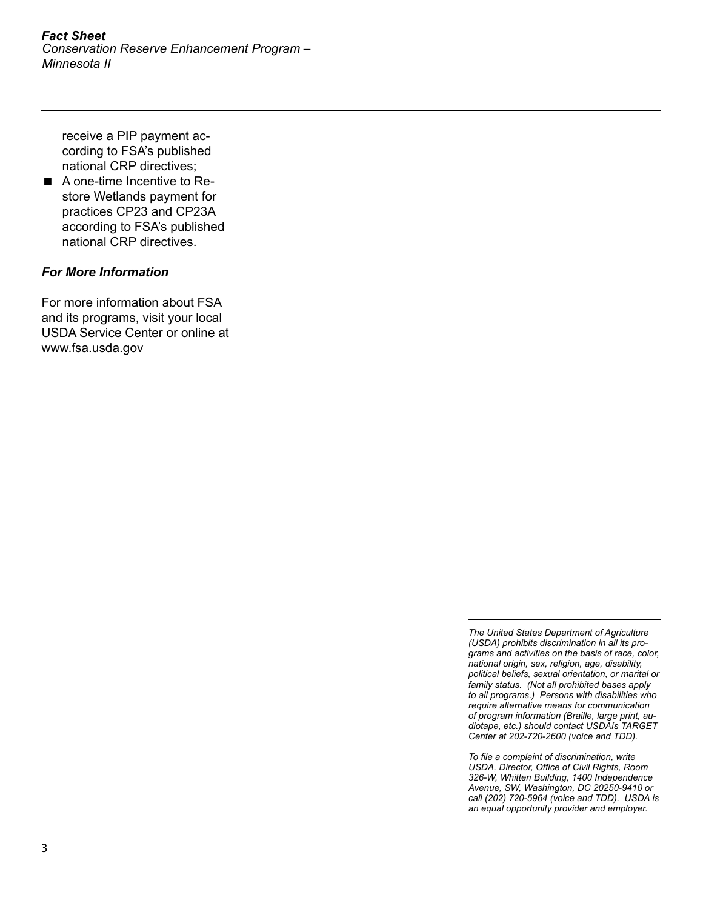receive a PIP payment according to FSA's published national CRP directives;

- A one-time Incentive to Restore Wetlands payment for practices CP23 and CP23A according to FSA's published national CRP directives.

### *For More Information*

For more information about FSA and its programs, visit your local USDA Service Center or online at www.fsa.usda.gov

*The United States Department of Agriculture (USDA) prohibits discrimination in all its programs and activities on the basis of race, color, national origin, sex, religion, age, disability, political beliefs, sexual orientation, or marital or family status. (Not all prohibited bases apply to all programs.) Persons with disabilities who require alternative means for communication of program information (Braille, large print, audiotape, etc.) should contact USDAís TARGET Center at 202-720-2600 (voice and TDD).*

*To file a complaint of discrimination, write USDA, Director, Office of Civil Rights, Room 326-W, Whitten Building, 1400 Independence Avenue, SW, Washington, DC 20250-9410 or call (202) 720-5964 (voice and TDD). USDA is an equal opportunity provider and employer.*